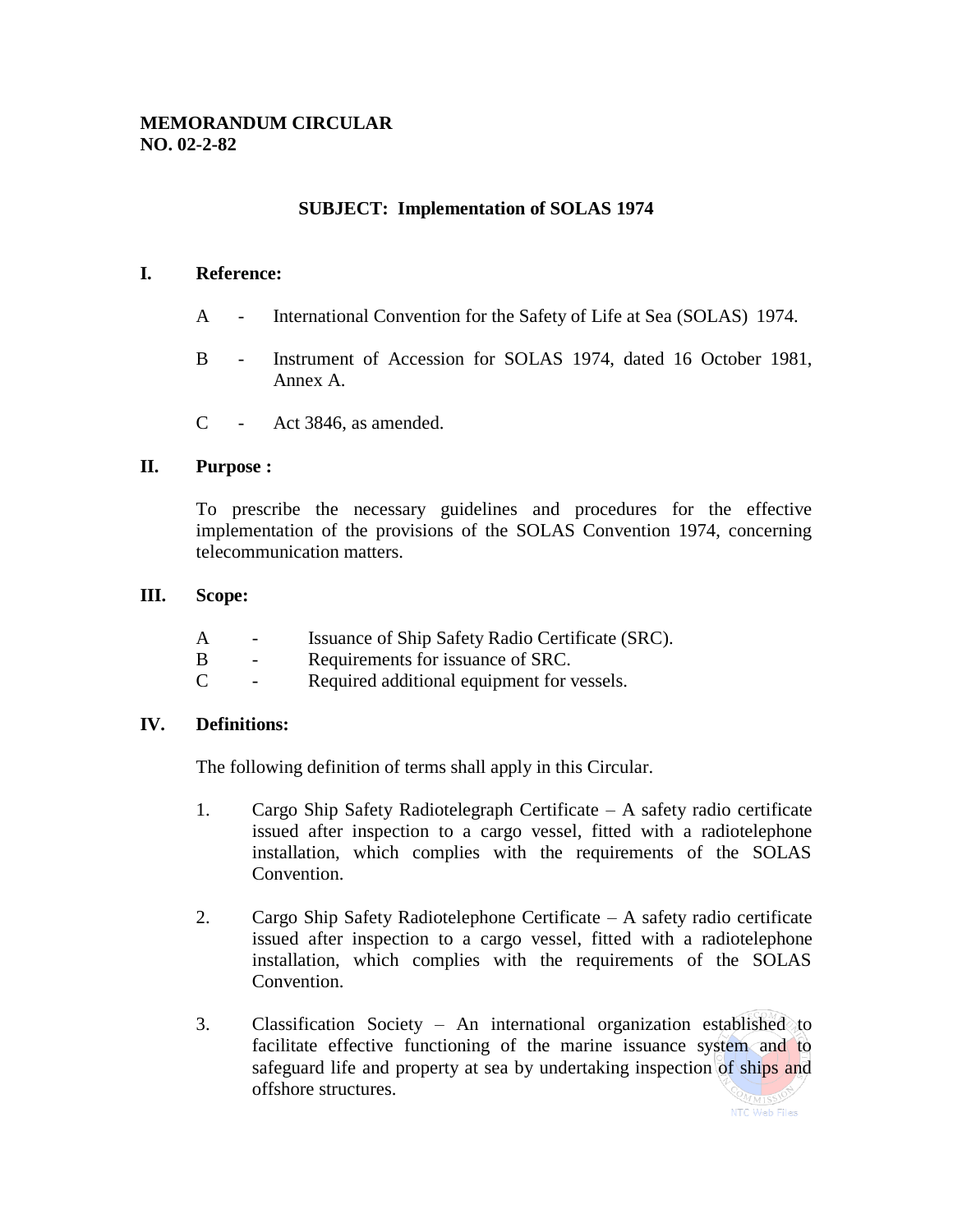**MEMORANDUM CIRCULAR**
**NO. 02-2-82**

**SUBJECT: Implementation of SOLAS 1974**

## I. Reference:

A - International Convention for the Safety of Life at Sea (SOLAS) 1974.

B - Instrument of Accession for SOLAS 1974, dated 16 October 1981, Annex A.

C - Act 3846, as amended.

## II. Purpose :

To prescribe the necessary guidelines and procedures for the effective implementation of the provisions of the SOLAS Convention 1974, concerning telecommunication matters.

## III. Scope:

A - Issuance of Ship Safety Radio Certificate (SRC).
B - Requirements for issuance of SRC.
C - Required additional equipment for vessels.

## IV. Definitions:

The following definition of terms shall apply in this Circular.

1. Cargo Ship Safety Radiotelegraph Certificate – A safety radio certificate issued after inspection to a cargo vessel, fitted with a radiotelephone installation, which complies with the requirements of the SOLAS Convention.

2. Cargo Ship Safety Radiotelephone Certificate – A safety radio certificate issued after inspection to a cargo vessel, fitted with a radiotelephone installation, which complies with the requirements of the SOLAS Convention.

3. Classification Society – An international organization established to facilitate effective functioning of the marine issuance system and to safeguard life and property at sea by undertaking inspection of ships and offshore structures.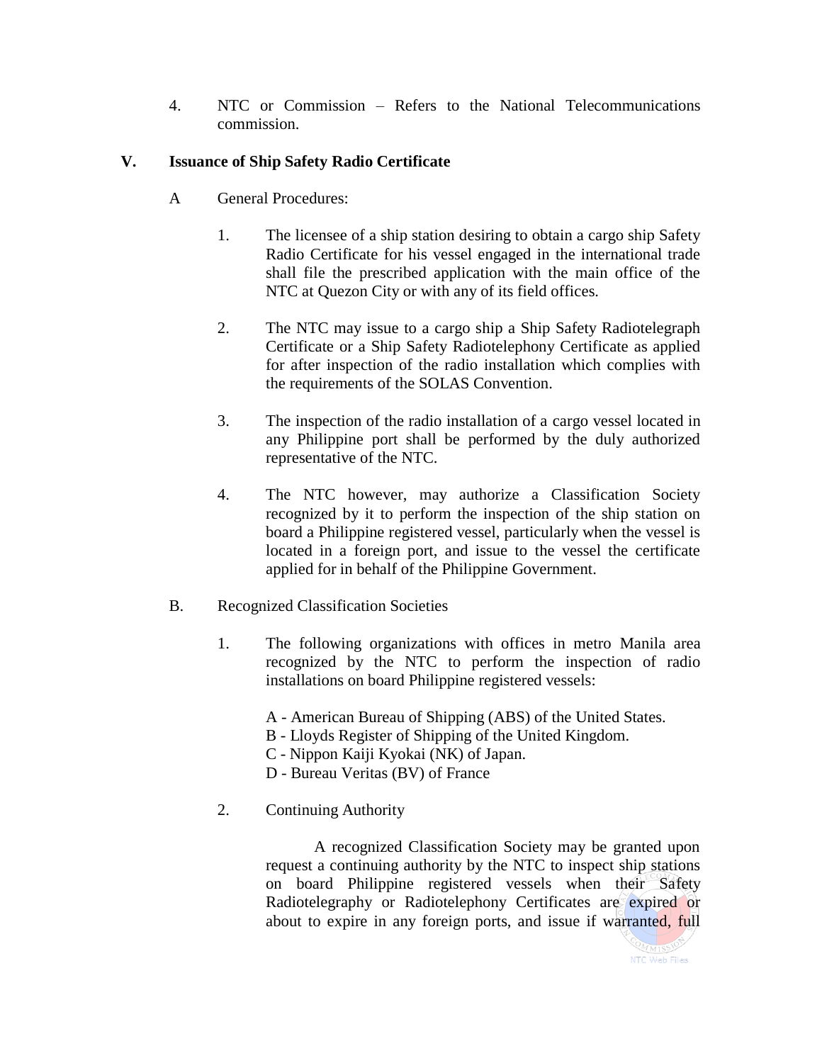4. NTC or Commission – Refers to the National Telecommunications commission.

## V. Issuance of Ship Safety Radio Certificate

A General Procedures:

1. The licensee of a ship station desiring to obtain a cargo ship Safety Radio Certificate for his vessel engaged in the international trade shall file the prescribed application with the main office of the NTC at Quezon City or with any of its field offices.

2. The NTC may issue to a cargo ship a Ship Safety Radiotelegraph Certificate or a Ship Safety Radiotelephony Certificate as applied for after inspection of the radio installation which complies with the requirements of the SOLAS Convention.

3. The inspection of the radio installation of a cargo vessel located in any Philippine port shall be performed by the duly authorized representative of the NTC.

4. The NTC however, may authorize a Classification Society recognized by it to perform the inspection of the ship station on board a Philippine registered vessel, particularly when the vessel is located in a foreign port, and issue to the vessel the certificate applied for in behalf of the Philippine Government.

B. Recognized Classification Societies

1. The following organizations with offices in metro Manila area recognized by the NTC to perform the inspection of radio installations on board Philippine registered vessels:

   A - American Bureau of Shipping (ABS) of the United States.
   B - Lloyds Register of Shipping of the United Kingdom.
   C - Nippon Kaiji Kyokai (NK) of Japan.
   D - Bureau Veritas (BV) of France

2. Continuing Authority

   A recognized Classification Society may be granted upon request a continuing authority by the NTC to inspect ship stations on board Philippine registered vessels when their Safety Radiotelegraphy or Radiotelephony Certificates are expired or about to expire in any foreign ports, and issue if warranted, full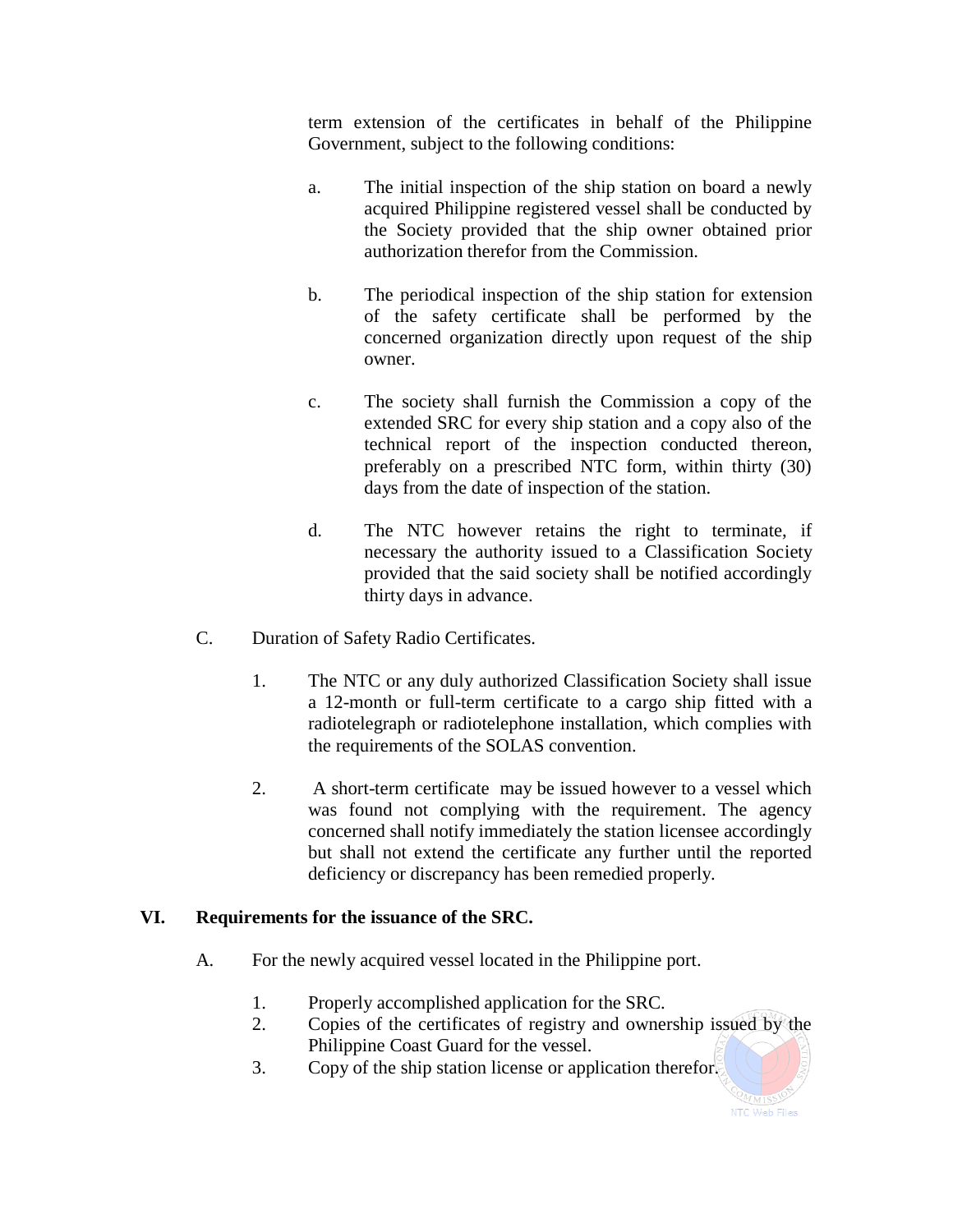term extension of the certificates in behalf of the Philippine Government, subject to the following conditions:

a. The initial inspection of the ship station on board a newly acquired Philippine registered vessel shall be conducted by the Society provided that the ship owner obtained prior authorization therefor from the Commission.

b. The periodical inspection of the ship station for extension of the safety certificate shall be performed by the concerned organization directly upon request of the ship owner.

c. The society shall furnish the Commission a copy of the extended SRC for every ship station and a copy also of the technical report of the inspection conducted thereon, preferably on a prescribed NTC form, within thirty (30) days from the date of inspection of the station.

d. The NTC however retains the right to terminate, if necessary the authority issued to a Classification Society provided that the said society shall be notified accordingly thirty days in advance.

C. Duration of Safety Radio Certificates.

1. The NTC or any duly authorized Classification Society shall issue a 12-month or full-term certificate to a cargo ship fitted with a radiotelegraph or radiotelephone installation, which complies with the requirements of the SOLAS convention.

2. A short-term certificate may be issued however to a vessel which was found not complying with the requirement. The agency concerned shall notify immediately the station licensee accordingly but shall not extend the certificate any further until the reported deficiency or discrepancy has been remedied properly.

## VI. Requirements for the issuance of the SRC.

A. For the newly acquired vessel located in the Philippine port.

1. Properly accomplished application for the SRC.
2. Copies of the certificates of registry and ownership issued by the Philippine Coast Guard for the vessel.
3. Copy of the ship station license or application therefor.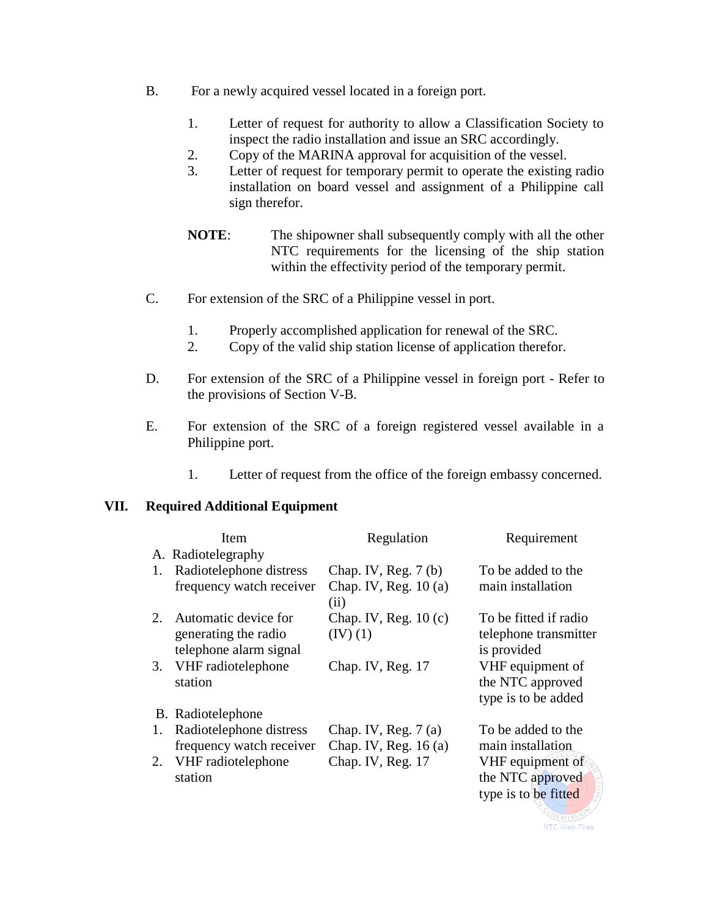B. For a newly acquired vessel located in a foreign port.

1. Letter of request for authority to allow a Classification Society to inspect the radio installation and issue an SRC accordingly.
2. Copy of the MARINA approval for acquisition of the vessel.
3. Letter of request for temporary permit to operate the existing radio installation on board vessel and assignment of a Philippine call sign therefor.

**NOTE**: The shipowner shall subsequently comply with all the other NTC requirements for the licensing of the ship station within the effectivity period of the temporary permit.

C. For extension of the SRC of a Philippine vessel in port.

1. Properly accomplished application for renewal of the SRC.
2. Copy of the valid ship station license of application therefor.

D. For extension of the SRC of a Philippine vessel in foreign port - Refer to the provisions of Section V-B.

E. For extension of the SRC of a foreign registered vessel available in a Philippine port.

1. Letter of request from the office of the foreign embassy concerned.

## VII. Required Additional Equipment

| Item | Regulation | Requirement |
|---|---|---|
| A. Radiotelegraphy | | |
| 1. Radiotelephone distress frequency watch receiver | Chap. IV, Reg. 7 (b) Chap. IV, Reg. 10 (a) (ii) | To be added to the main installation |
| 2. Automatic device for generating the radio telephone alarm signal | Chap. IV, Reg. 10 (c) (IV) (1) | To be fitted if radio telephone transmitter is provided |
| 3. VHF radiotelephone station | Chap. IV, Reg. 17 | VHF equipment of the NTC approved type is to be added |
| B. Radiotelephone | | |
| 1. Radiotelephone distress frequency watch receiver | Chap. IV, Reg. 7 (a) Chap. IV, Reg. 16 (a) | To be added to the main installation |
| 2. VHF radiotelephone station | Chap. IV, Reg. 17 | VHF equipment of the NTC approved type is to be fitted |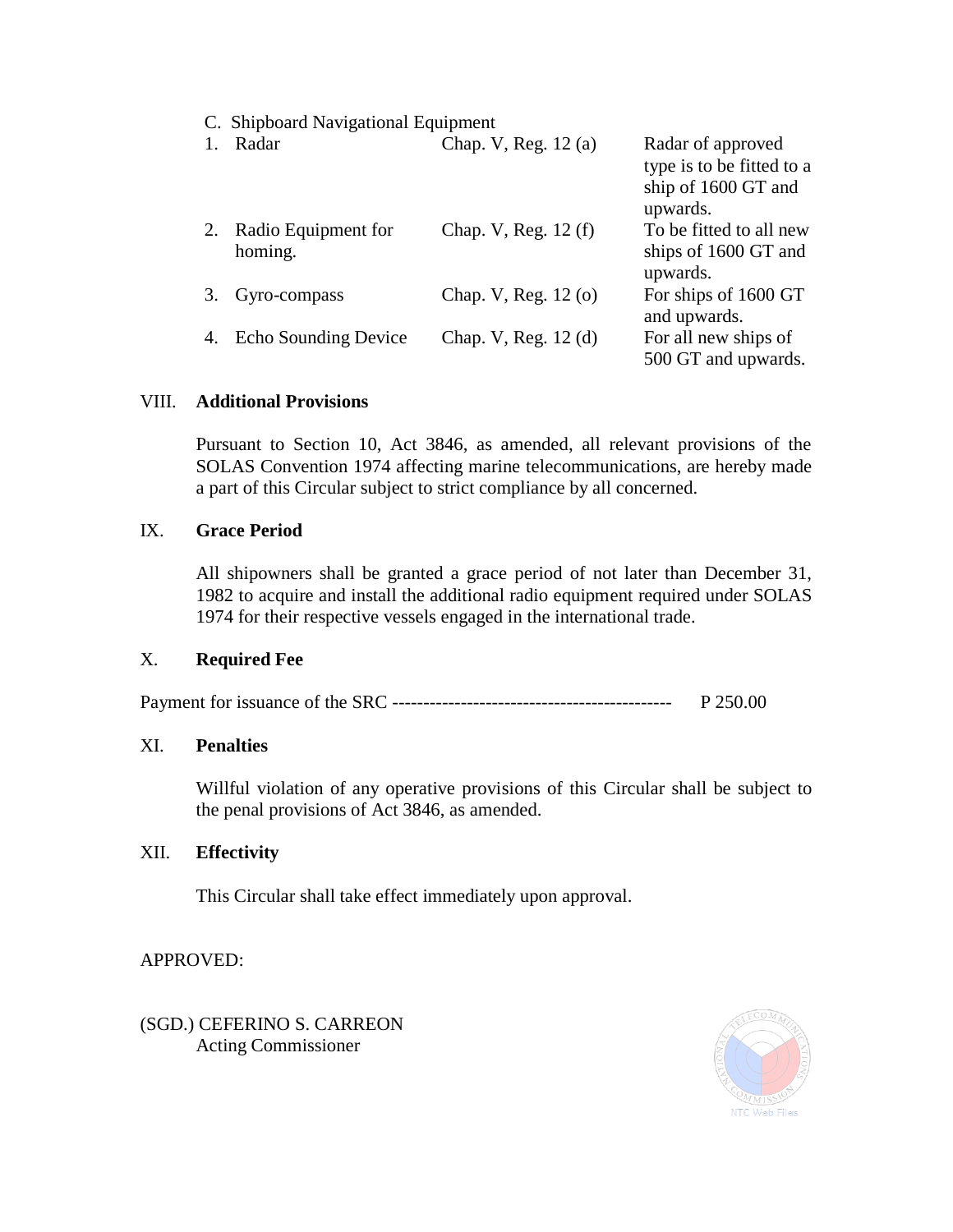C. Shipboard Navigational Equipment

| | | | |
|---|---|---|---|
| 1. | Radar | Chap. V, Reg. 12 (a) | Radar of approved type is to be fitted to a ship of 1600 GT and upwards. |
| 2. | Radio Equipment for homing. | Chap. V, Reg. 12 (f) | To be fitted to all new ships of 1600 GT and upwards. |
| 3. | Gyro-compass | Chap. V, Reg. 12 (o) | For ships of 1600 GT and upwards. |
| 4. | Echo Sounding Device | Chap. V, Reg. 12 (d) | For all new ships of 500 GT and upwards. |

## VIII. **Additional Provisions**

Pursuant to Section 10, Act 3846, as amended, all relevant provisions of the SOLAS Convention 1974 affecting marine telecommunications, are hereby made a part of this Circular subject to strict compliance by all concerned.

## IX. **Grace Period**

All shipowners shall be granted a grace period of not later than December 31, 1982 to acquire and install the additional radio equipment required under SOLAS 1974 for their respective vessels engaged in the international trade.

## X. **Required Fee**

Payment for issuance of the SRC --------------------------------------------- P 250.00

## XI. **Penalties**

Willful violation of any operative provisions of this Circular shall be subject to the penal provisions of Act 3846, as amended.

## XII. **Effectivity**

This Circular shall take effect immediately upon approval.

APPROVED:

(SGD.) CEFERINO S. CARREON
Acting Commissioner